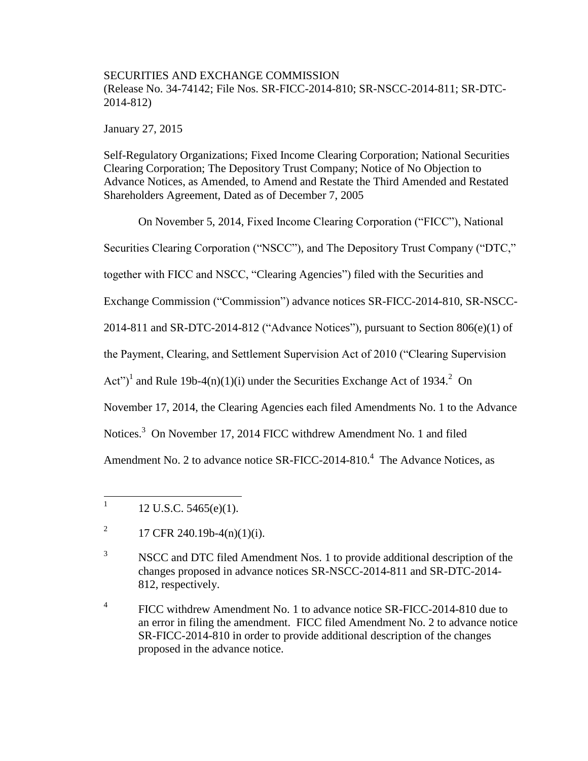SECURITIES AND EXCHANGE COMMISSION
(Release No. 34-74142; File Nos. SR-FICC-2014-810; SR-NSCC-2014-811; SR-DTC-2014-812)

January 27, 2015

Self-Regulatory Organizations; Fixed Income Clearing Corporation; National Securities Clearing Corporation; The Depository Trust Company; Notice of No Objection to Advance Notices, as Amended, to Amend and Restate the Third Amended and Restated Shareholders Agreement, Dated as of December 7, 2005

On November 5, 2014, Fixed Income Clearing Corporation ("FICC"), National Securities Clearing Corporation ("NSCC"), and The Depository Trust Company ("DTC," together with FICC and NSCC, "Clearing Agencies") filed with the Securities and Exchange Commission ("Commission") advance notices SR-FICC-2014-810, SR-NSCC-2014-811 and SR-DTC-2014-812 ("Advance Notices"), pursuant to Section 806(e)(1) of the Payment, Clearing, and Settlement Supervision Act of 2010 ("Clearing Supervision Act")[1] and Rule 19b-4(n)(1)(i) under the Securities Exchange Act of 1934.[2] On November 17, 2014, the Clearing Agencies each filed Amendments No. 1 to the Advance Notices.[3] On November 17, 2014 FICC withdrew Amendment No. 1 and filed Amendment No. 2 to advance notice SR-FICC-2014-810.[4] The Advance Notices, as

---

[1] 12 U.S.C. 5465(e)(1).

[2] 17 CFR 240.19b-4(n)(1)(i).

[3] NSCC and DTC filed Amendment Nos. 1 to provide additional description of the changes proposed in advance notices SR-NSCC-2014-811 and SR-DTC-2014-812, respectively.

[4] FICC withdrew Amendment No. 1 to advance notice SR-FICC-2014-810 due to an error in filing the amendment. FICC filed Amendment No. 2 to advance notice SR-FICC-2014-810 in order to provide additional description of the changes proposed in the advance notice.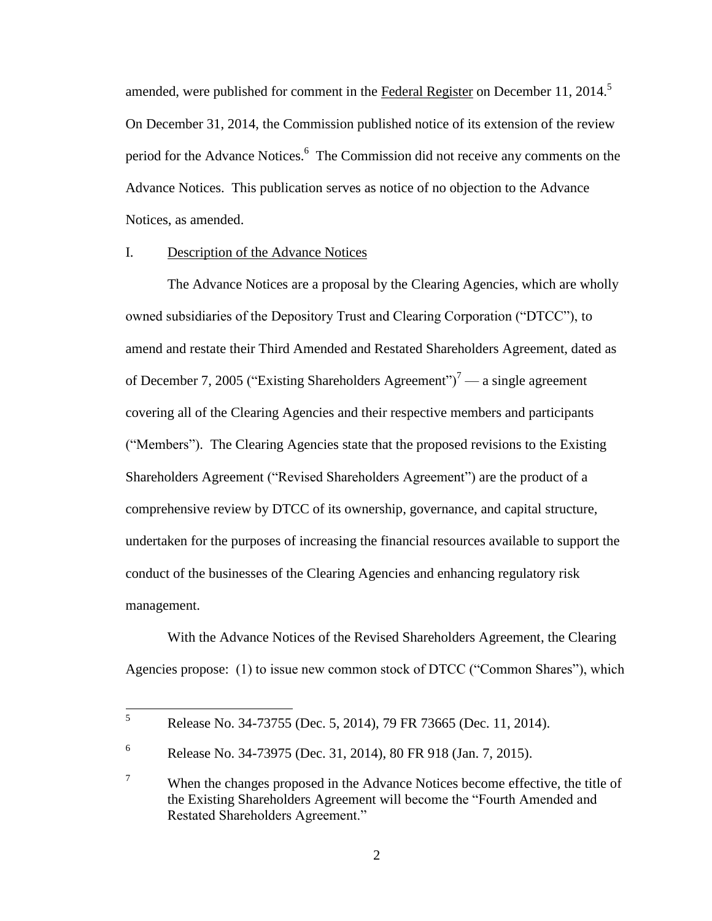amended, were published for comment in the Federal Register on December 11, 2014.[5] On December 31, 2014, the Commission published notice of its extension of the review period for the Advance Notices.[6] The Commission did not receive any comments on the Advance Notices. This publication serves as notice of no objection to the Advance Notices, as amended.

## I. Description of the Advance Notices

The Advance Notices are a proposal by the Clearing Agencies, which are wholly owned subsidiaries of the Depository Trust and Clearing Corporation ("DTCC"), to amend and restate their Third Amended and Restated Shareholders Agreement, dated as of December 7, 2005 ("Existing Shareholders Agreement")[7] — a single agreement covering all of the Clearing Agencies and their respective members and participants ("Members"). The Clearing Agencies state that the proposed revisions to the Existing Shareholders Agreement ("Revised Shareholders Agreement") are the product of a comprehensive review by DTCC of its ownership, governance, and capital structure, undertaken for the purposes of increasing the financial resources available to support the conduct of the businesses of the Clearing Agencies and enhancing regulatory risk management.

With the Advance Notices of the Revised Shareholders Agreement, the Clearing Agencies propose: (1) to issue new common stock of DTCC ("Common Shares"), which

---

[5] Release No. 34-73755 (Dec. 5, 2014), 79 FR 73665 (Dec. 11, 2014).

[6] Release No. 34-73975 (Dec. 31, 2014), 80 FR 918 (Jan. 7, 2015).

[7] When the changes proposed in the Advance Notices become effective, the title of the Existing Shareholders Agreement will become the "Fourth Amended and Restated Shareholders Agreement."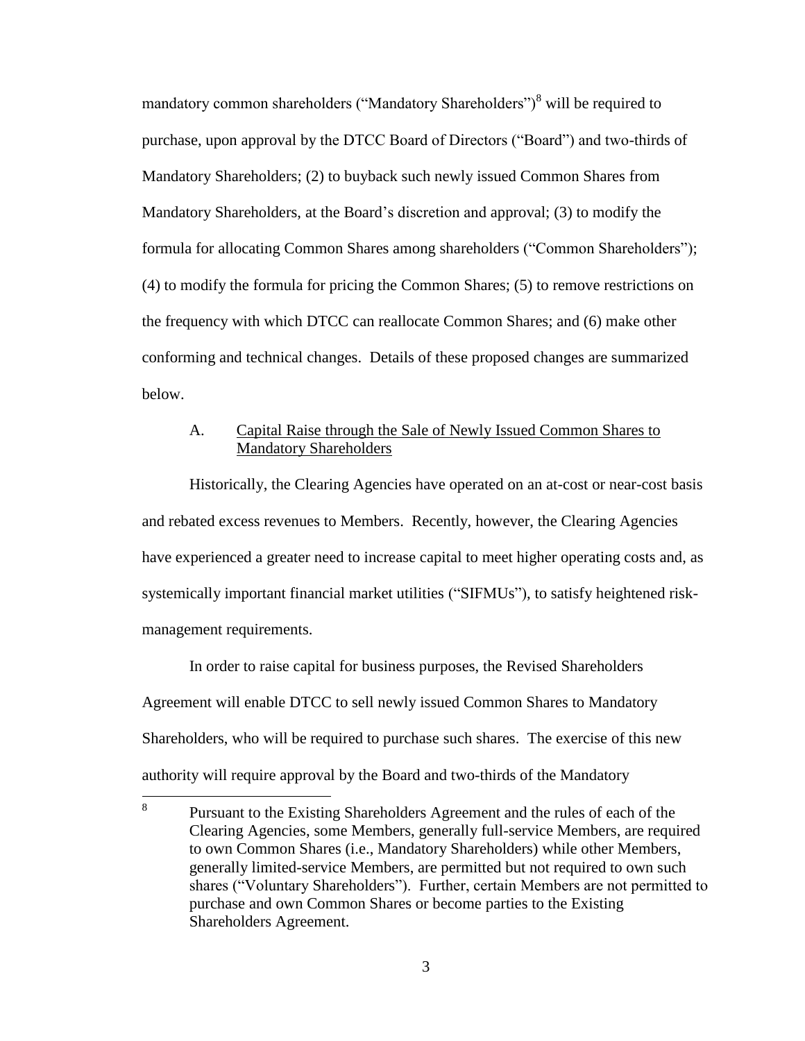mandatory common shareholders ("Mandatory Shareholders")[8] will be required to purchase, upon approval by the DTCC Board of Directors ("Board") and two-thirds of Mandatory Shareholders; (2) to buyback such newly issued Common Shares from Mandatory Shareholders, at the Board's discretion and approval; (3) to modify the formula for allocating Common Shares among shareholders ("Common Shareholders"); (4) to modify the formula for pricing the Common Shares; (5) to remove restrictions on the frequency with which DTCC can reallocate Common Shares; and (6) make other conforming and technical changes. Details of these proposed changes are summarized below.

### A. Capital Raise through the Sale of Newly Issued Common Shares to Mandatory Shareholders

Historically, the Clearing Agencies have operated on an at-cost or near-cost basis and rebated excess revenues to Members. Recently, however, the Clearing Agencies have experienced a greater need to increase capital to meet higher operating costs and, as systemically important financial market utilities ("SIFMUs"), to satisfy heightened risk-management requirements.

In order to raise capital for business purposes, the Revised Shareholders Agreement will enable DTCC to sell newly issued Common Shares to Mandatory Shareholders, who will be required to purchase such shares. The exercise of this new authority will require approval by the Board and two-thirds of the Mandatory

---

[8] Pursuant to the Existing Shareholders Agreement and the rules of each of the Clearing Agencies, some Members, generally full-service Members, are required to own Common Shares (i.e., Mandatory Shareholders) while other Members, generally limited-service Members, are permitted but not required to own such shares ("Voluntary Shareholders"). Further, certain Members are not permitted to purchase and own Common Shares or become parties to the Existing Shareholders Agreement.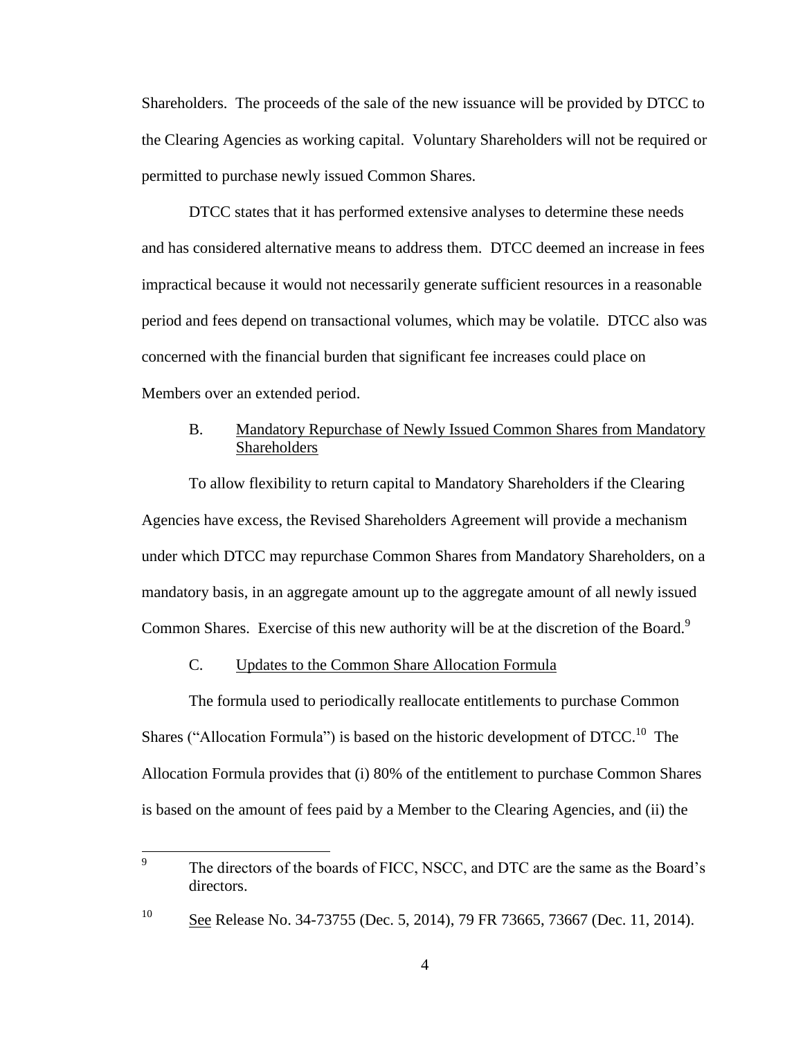Shareholders. The proceeds of the sale of the new issuance will be provided by DTCC to the Clearing Agencies as working capital. Voluntary Shareholders will not be required or permitted to purchase newly issued Common Shares.

DTCC states that it has performed extensive analyses to determine these needs and has considered alternative means to address them. DTCC deemed an increase in fees impractical because it would not necessarily generate sufficient resources in a reasonable period and fees depend on transactional volumes, which may be volatile. DTCC also was concerned with the financial burden that significant fee increases could place on Members over an extended period.

### B. Mandatory Repurchase of Newly Issued Common Shares from Mandatory Shareholders

To allow flexibility to return capital to Mandatory Shareholders if the Clearing Agencies have excess, the Revised Shareholders Agreement will provide a mechanism under which DTCC may repurchase Common Shares from Mandatory Shareholders, on a mandatory basis, in an aggregate amount up to the aggregate amount of all newly issued Common Shares. Exercise of this new authority will be at the discretion of the Board.[9]

### C. Updates to the Common Share Allocation Formula

The formula used to periodically reallocate entitlements to purchase Common Shares ("Allocation Formula") is based on the historic development of DTCC.[10] The Allocation Formula provides that (i) 80% of the entitlement to purchase Common Shares is based on the amount of fees paid by a Member to the Clearing Agencies, and (ii) the

---

[9] The directors of the boards of FICC, NSCC, and DTC are the same as the Board's directors.

[10] See Release No. 34-73755 (Dec. 5, 2014), 79 FR 73665, 73667 (Dec. 11, 2014).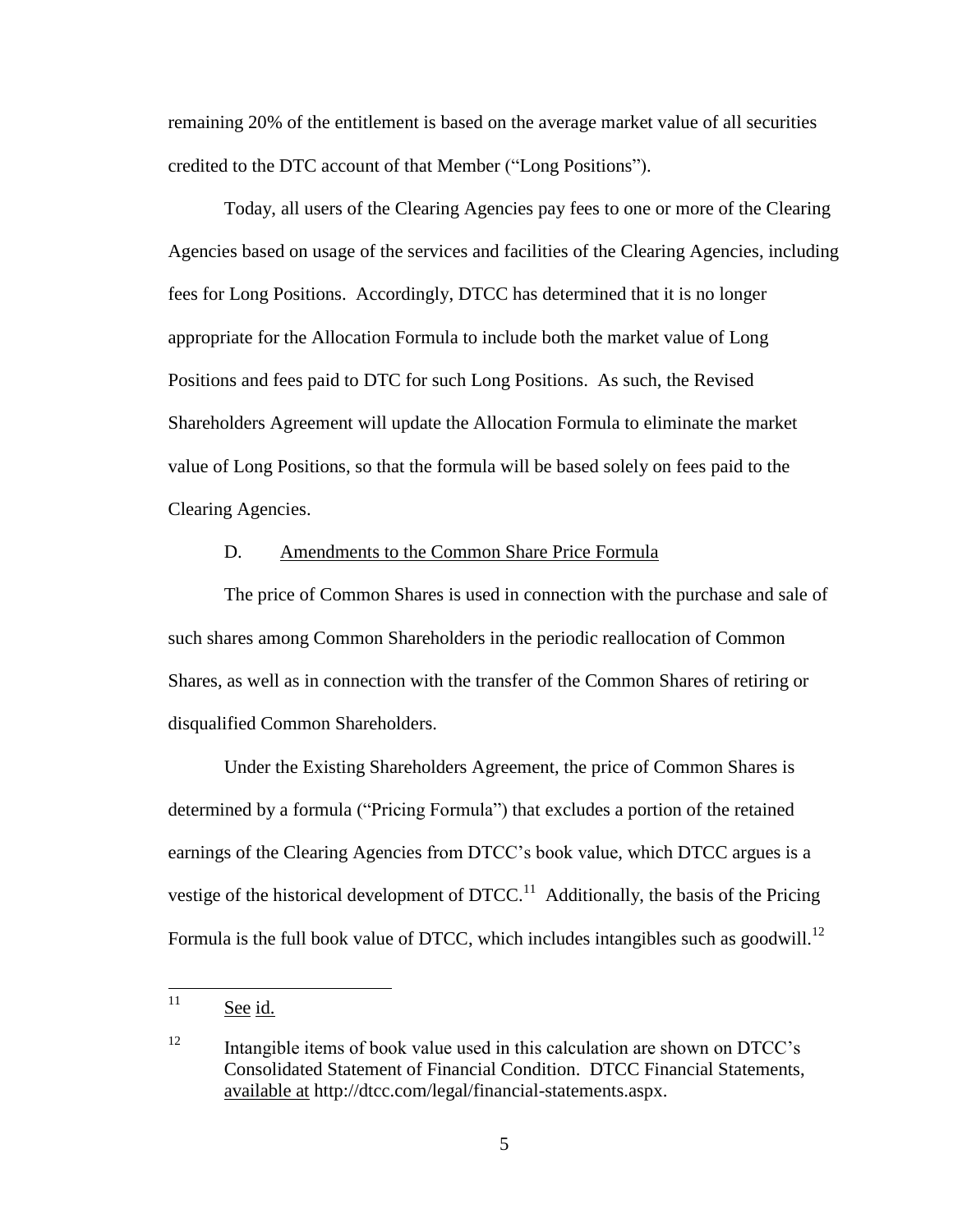remaining 20% of the entitlement is based on the average market value of all securities credited to the DTC account of that Member ("Long Positions").

Today, all users of the Clearing Agencies pay fees to one or more of the Clearing Agencies based on usage of the services and facilities of the Clearing Agencies, including fees for Long Positions. Accordingly, DTCC has determined that it is no longer appropriate for the Allocation Formula to include both the market value of Long Positions and fees paid to DTC for such Long Positions. As such, the Revised Shareholders Agreement will update the Allocation Formula to eliminate the market value of Long Positions, so that the formula will be based solely on fees paid to the Clearing Agencies.

D. Amendments to the Common Share Price Formula

The price of Common Shares is used in connection with the purchase and sale of such shares among Common Shareholders in the periodic reallocation of Common Shares, as well as in connection with the transfer of the Common Shares of retiring or disqualified Common Shareholders.

Under the Existing Shareholders Agreement, the price of Common Shares is determined by a formula ("Pricing Formula") that excludes a portion of the retained earnings of the Clearing Agencies from DTCC's book value, which DTCC argues is a vestige of the historical development of DTCC.[11] Additionally, the basis of the Pricing Formula is the full book value of DTCC, which includes intangibles such as goodwill.[12]

---

[11] See id.

[12] Intangible items of book value used in this calculation are shown on DTCC's Consolidated Statement of Financial Condition. DTCC Financial Statements, available at http://dtcc.com/legal/financial-statements.aspx.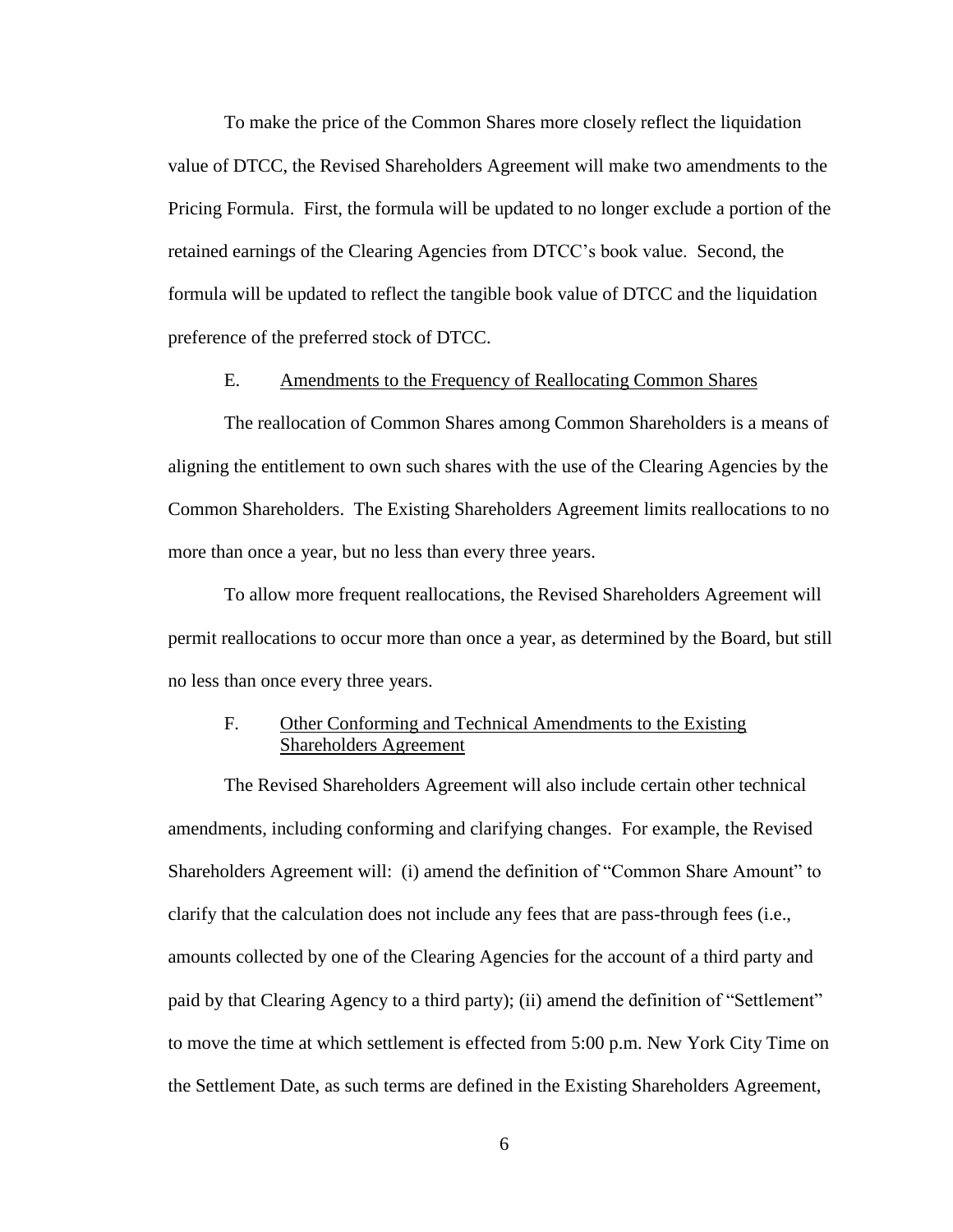To make the price of the Common Shares more closely reflect the liquidation value of DTCC, the Revised Shareholders Agreement will make two amendments to the Pricing Formula. First, the formula will be updated to no longer exclude a portion of the retained earnings of the Clearing Agencies from DTCC's book value. Second, the formula will be updated to reflect the tangible book value of DTCC and the liquidation preference of the preferred stock of DTCC.

### E. Amendments to the Frequency of Reallocating Common Shares

The reallocation of Common Shares among Common Shareholders is a means of aligning the entitlement to own such shares with the use of the Clearing Agencies by the Common Shareholders. The Existing Shareholders Agreement limits reallocations to no more than once a year, but no less than every three years.

To allow more frequent reallocations, the Revised Shareholders Agreement will permit reallocations to occur more than once a year, as determined by the Board, but still no less than once every three years.

### F. Other Conforming and Technical Amendments to the Existing Shareholders Agreement

The Revised Shareholders Agreement will also include certain other technical amendments, including conforming and clarifying changes. For example, the Revised Shareholders Agreement will: (i) amend the definition of "Common Share Amount" to clarify that the calculation does not include any fees that are pass-through fees (i.e., amounts collected by one of the Clearing Agencies for the account of a third party and paid by that Clearing Agency to a third party); (ii) amend the definition of "Settlement" to move the time at which settlement is effected from 5:00 p.m. New York City Time on the Settlement Date, as such terms are defined in the Existing Shareholders Agreement,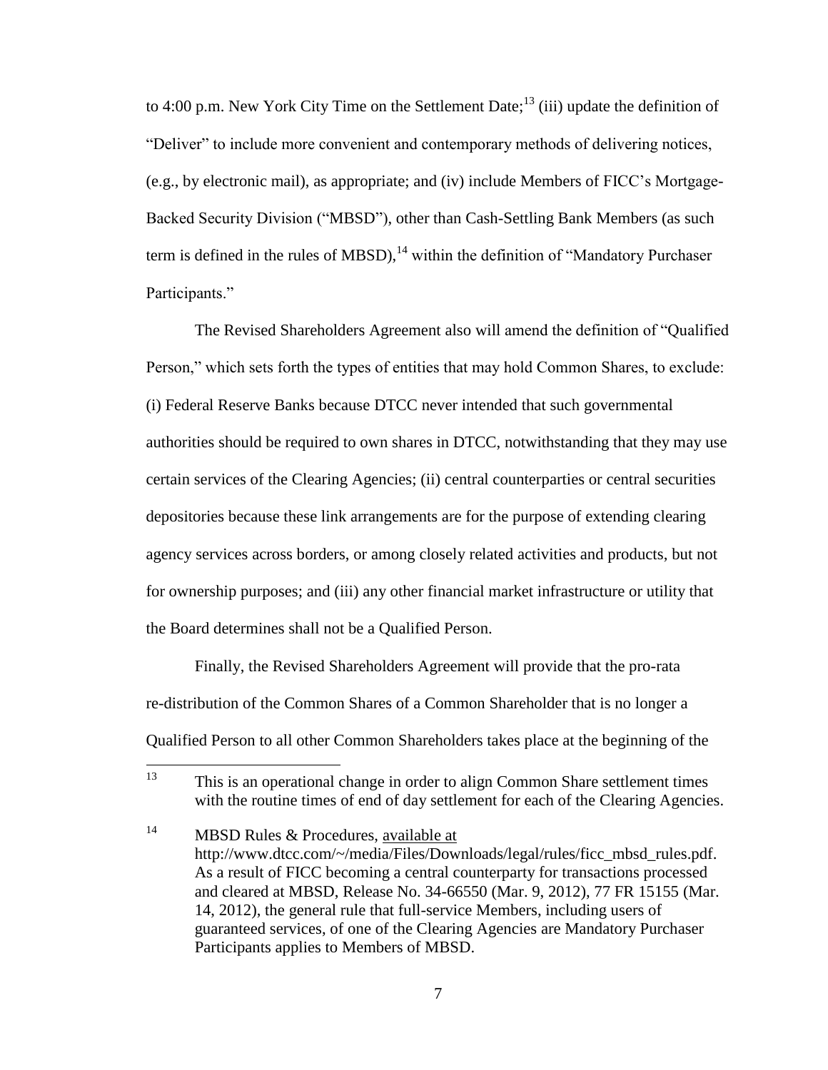to 4:00 p.m. New York City Time on the Settlement Date;[13] (iii) update the definition of "Deliver" to include more convenient and contemporary methods of delivering notices, (e.g., by electronic mail), as appropriate; and (iv) include Members of FICC's Mortgage-Backed Security Division ("MBSD"), other than Cash-Settling Bank Members (as such term is defined in the rules of MBSD),[14] within the definition of "Mandatory Purchaser Participants."

The Revised Shareholders Agreement also will amend the definition of "Qualified Person," which sets forth the types of entities that may hold Common Shares, to exclude: (i) Federal Reserve Banks because DTCC never intended that such governmental authorities should be required to own shares in DTCC, notwithstanding that they may use certain services of the Clearing Agencies; (ii) central counterparties or central securities depositories because these link arrangements are for the purpose of extending clearing agency services across borders, or among closely related activities and products, but not for ownership purposes; and (iii) any other financial market infrastructure or utility that the Board determines shall not be a Qualified Person.

Finally, the Revised Shareholders Agreement will provide that the pro-rata re-distribution of the Common Shares of a Common Shareholder that is no longer a Qualified Person to all other Common Shareholders takes place at the beginning of the

---

[13] This is an operational change in order to align Common Share settlement times with the routine times of end of day settlement for each of the Clearing Agencies.

[14] MBSD Rules & Procedures, available at http://www.dtcc.com/~/media/Files/Downloads/legal/rules/ficc_mbsd_rules.pdf. As a result of FICC becoming a central counterparty for transactions processed and cleared at MBSD, Release No. 34-66550 (Mar. 9, 2012), 77 FR 15155 (Mar. 14, 2012), the general rule that full-service Members, including users of guaranteed services, of one of the Clearing Agencies are Mandatory Purchaser Participants applies to Members of MBSD.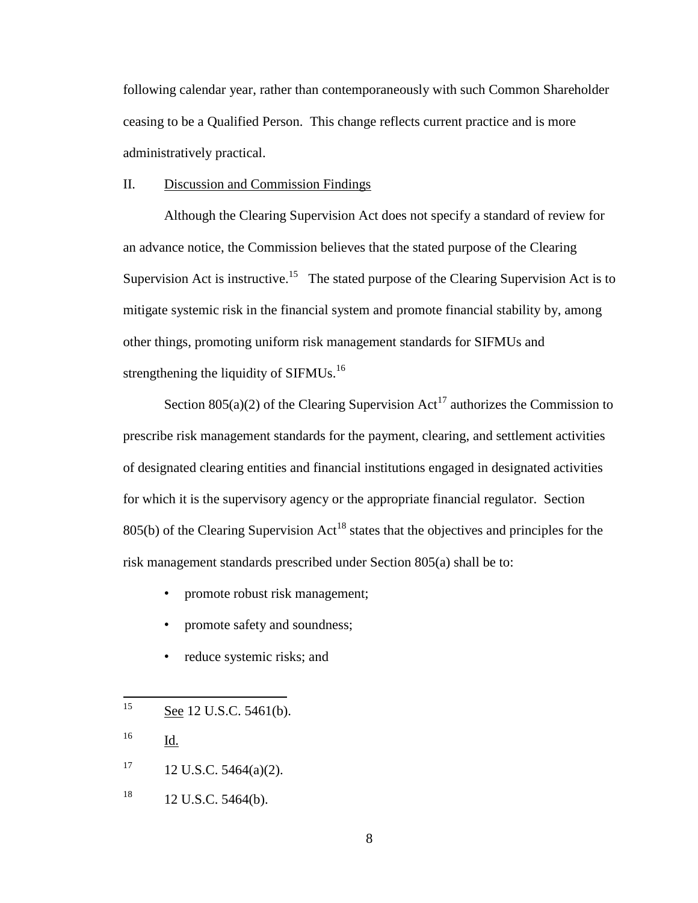following calendar year, rather than contemporaneously with such Common Shareholder ceasing to be a Qualified Person. This change reflects current practice and is more administratively practical.

## II. Discussion and Commission Findings

Although the Clearing Supervision Act does not specify a standard of review for an advance notice, the Commission believes that the stated purpose of the Clearing Supervision Act is instructive.[15] The stated purpose of the Clearing Supervision Act is to mitigate systemic risk in the financial system and promote financial stability by, among other things, promoting uniform risk management standards for SIFMUs and strengthening the liquidity of SIFMUs.[16]

Section 805(a)(2) of the Clearing Supervision Act[17] authorizes the Commission to prescribe risk management standards for the payment, clearing, and settlement activities of designated clearing entities and financial institutions engaged in designated activities for which it is the supervisory agency or the appropriate financial regulator. Section 805(b) of the Clearing Supervision Act[18] states that the objectives and principles for the risk management standards prescribed under Section 805(a) shall be to:

- promote robust risk management;
- promote safety and soundness;
- reduce systemic risks; and

---

[15] See 12 U.S.C. 5461(b).

[16] Id.

[17] 12 U.S.C. 5464(a)(2).

[18] 12 U.S.C. 5464(b).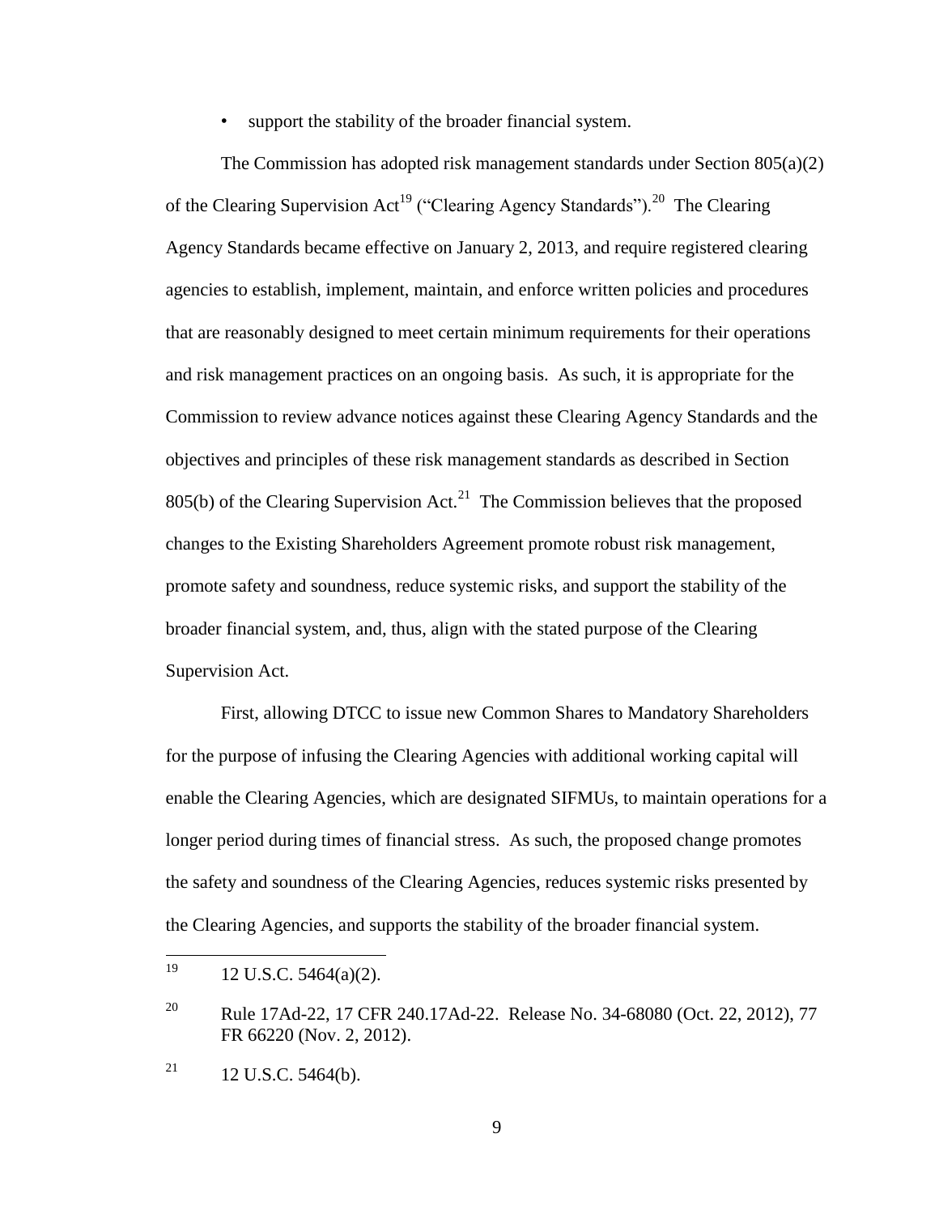- support the stability of the broader financial system.

The Commission has adopted risk management standards under Section 805(a)(2) of the Clearing Supervision Act[19] ("Clearing Agency Standards").[20] The Clearing Agency Standards became effective on January 2, 2013, and require registered clearing agencies to establish, implement, maintain, and enforce written policies and procedures that are reasonably designed to meet certain minimum requirements for their operations and risk management practices on an ongoing basis. As such, it is appropriate for the Commission to review advance notices against these Clearing Agency Standards and the objectives and principles of these risk management standards as described in Section 805(b) of the Clearing Supervision Act.[21] The Commission believes that the proposed changes to the Existing Shareholders Agreement promote robust risk management, promote safety and soundness, reduce systemic risks, and support the stability of the broader financial system, and, thus, align with the stated purpose of the Clearing Supervision Act.

First, allowing DTCC to issue new Common Shares to Mandatory Shareholders for the purpose of infusing the Clearing Agencies with additional working capital will enable the Clearing Agencies, which are designated SIFMUs, to maintain operations for a longer period during times of financial stress. As such, the proposed change promotes the safety and soundness of the Clearing Agencies, reduces systemic risks presented by the Clearing Agencies, and supports the stability of the broader financial system.

---

[19] 12 U.S.C. 5464(a)(2).

[20] Rule 17Ad-22, 17 CFR 240.17Ad-22. Release No. 34-68080 (Oct. 22, 2012), 77 FR 66220 (Nov. 2, 2012).

[21] 12 U.S.C. 5464(b).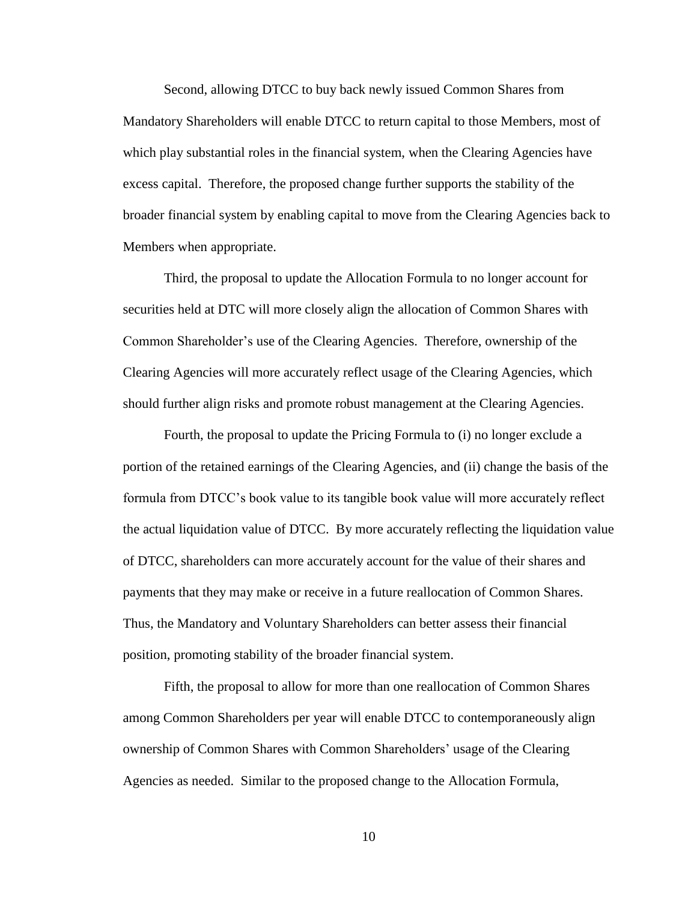Second, allowing DTCC to buy back newly issued Common Shares from Mandatory Shareholders will enable DTCC to return capital to those Members, most of which play substantial roles in the financial system, when the Clearing Agencies have excess capital. Therefore, the proposed change further supports the stability of the broader financial system by enabling capital to move from the Clearing Agencies back to Members when appropriate.

Third, the proposal to update the Allocation Formula to no longer account for securities held at DTC will more closely align the allocation of Common Shares with Common Shareholder's use of the Clearing Agencies. Therefore, ownership of the Clearing Agencies will more accurately reflect usage of the Clearing Agencies, which should further align risks and promote robust management at the Clearing Agencies.

Fourth, the proposal to update the Pricing Formula to (i) no longer exclude a portion of the retained earnings of the Clearing Agencies, and (ii) change the basis of the formula from DTCC's book value to its tangible book value will more accurately reflect the actual liquidation value of DTCC. By more accurately reflecting the liquidation value of DTCC, shareholders can more accurately account for the value of their shares and payments that they may make or receive in a future reallocation of Common Shares. Thus, the Mandatory and Voluntary Shareholders can better assess their financial position, promoting stability of the broader financial system.

Fifth, the proposal to allow for more than one reallocation of Common Shares among Common Shareholders per year will enable DTCC to contemporaneously align ownership of Common Shares with Common Shareholders' usage of the Clearing Agencies as needed. Similar to the proposed change to the Allocation Formula,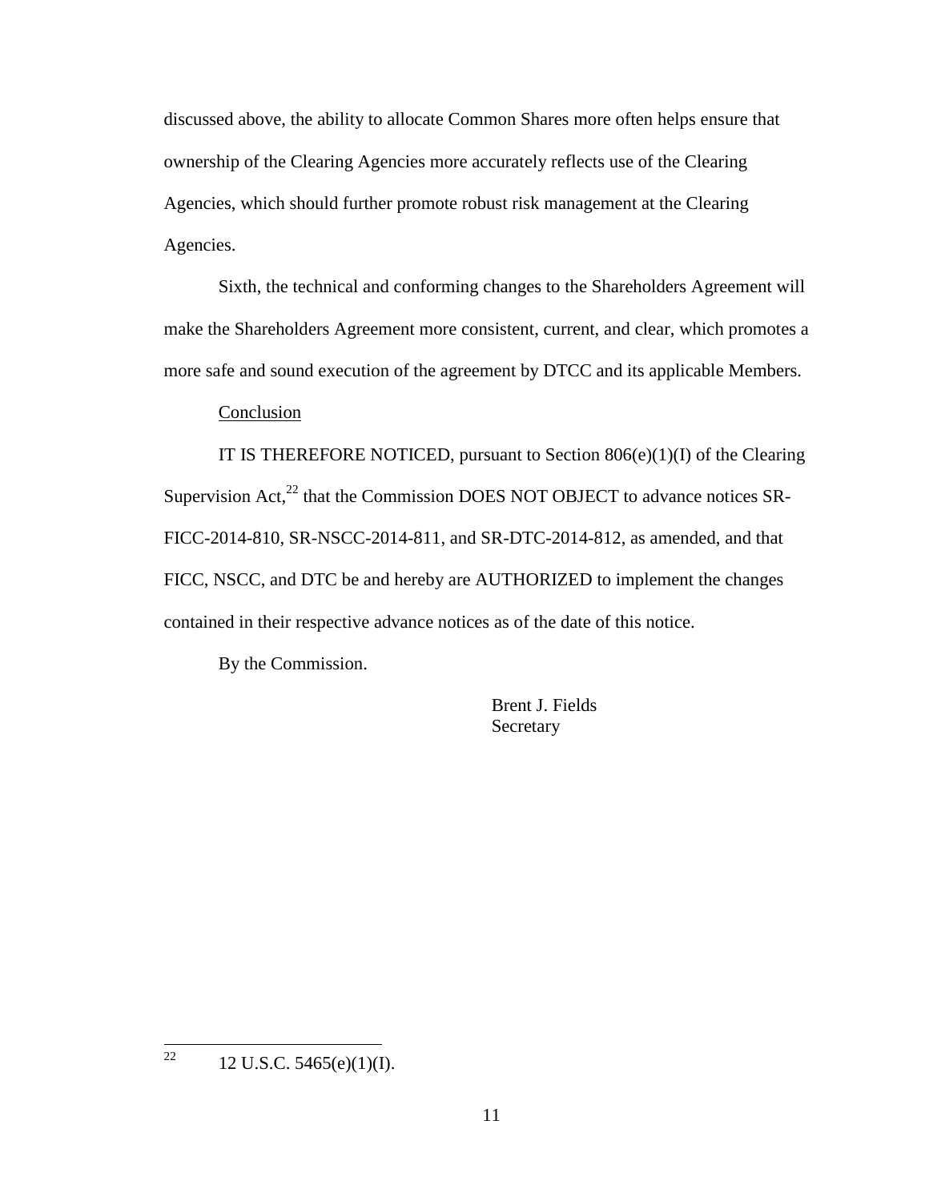discussed above, the ability to allocate Common Shares more often helps ensure that ownership of the Clearing Agencies more accurately reflects use of the Clearing Agencies, which should further promote robust risk management at the Clearing Agencies.

Sixth, the technical and conforming changes to the Shareholders Agreement will make the Shareholders Agreement more consistent, current, and clear, which promotes a more safe and sound execution of the agreement by DTCC and its applicable Members.

Conclusion

IT IS THEREFORE NOTICED, pursuant to Section 806(e)(1)(I) of the Clearing Supervision Act,[22] that the Commission DOES NOT OBJECT to advance notices SR-FICC-2014-810, SR-NSCC-2014-811, and SR-DTC-2014-812, as amended, and that FICC, NSCC, and DTC be and hereby are AUTHORIZED to implement the changes contained in their respective advance notices as of the date of this notice.

By the Commission.

Brent J. Fields
Secretary

[22] 12 U.S.C. 5465(e)(1)(I).